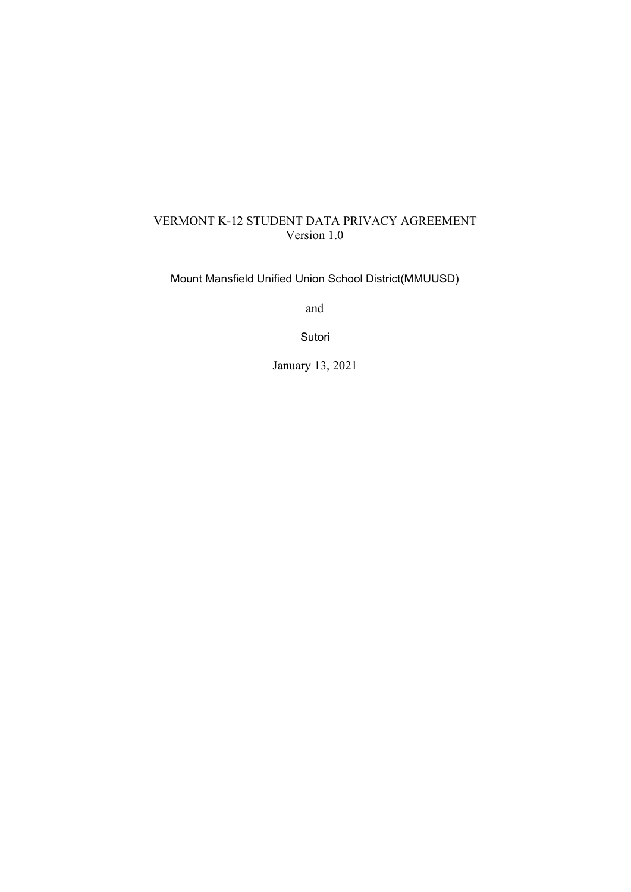# VERMONT K-12 STUDENT DATA PRIVACY AGREEMENT
Version 1.0

Mount Mansfield Unified Union School District(MMUUSD)

and

Sutori

January 13, 2021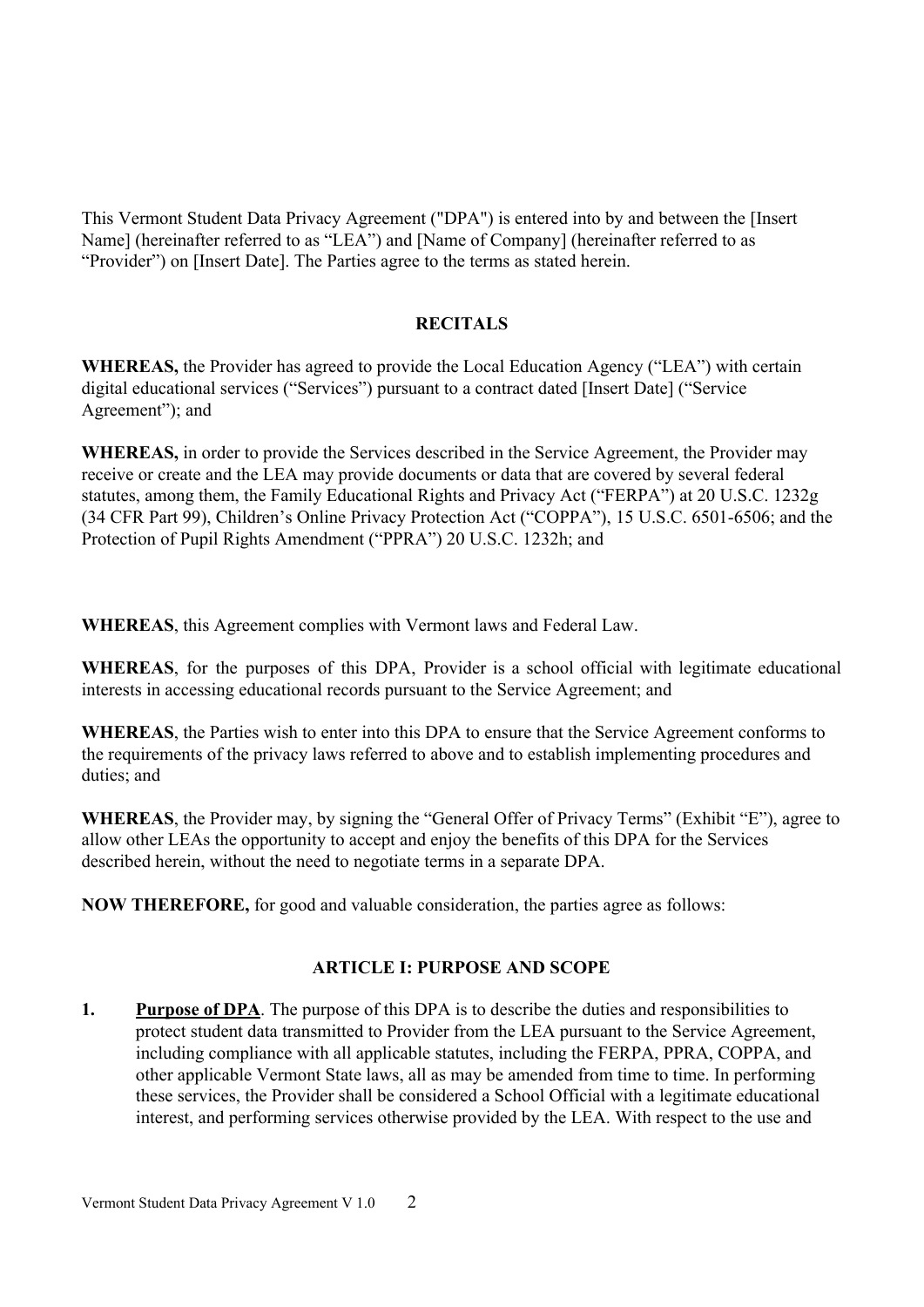This Vermont Student Data Privacy Agreement ("DPA") is entered into by and between the [Insert Name] (hereinafter referred to as "LEA") and [Name of Company] (hereinafter referred to as "Provider") on [Insert Date]. The Parties agree to the terms as stated herein.

**RECITALS**

**WHEREAS,** the Provider has agreed to provide the Local Education Agency ("LEA") with certain digital educational services ("Services") pursuant to a contract dated [Insert Date] ("Service Agreement"); and

**WHEREAS,** in order to provide the Services described in the Service Agreement, the Provider may receive or create and the LEA may provide documents or data that are covered by several federal statutes, among them, the Family Educational Rights and Privacy Act ("FERPA") at 20 U.S.C. 1232g (34 CFR Part 99), Children's Online Privacy Protection Act ("COPPA"), 15 U.S.C. 6501-6506; and the Protection of Pupil Rights Amendment ("PPRA") 20 U.S.C. 1232h; and

**WHEREAS**, this Agreement complies with Vermont laws and Federal Law.

**WHEREAS**, for the purposes of this DPA, Provider is a school official with legitimate educational interests in accessing educational records pursuant to the Service Agreement; and

**WHEREAS**, the Parties wish to enter into this DPA to ensure that the Service Agreement conforms to the requirements of the privacy laws referred to above and to establish implementing procedures and duties; and

**WHEREAS**, the Provider may, by signing the "General Offer of Privacy Terms" (Exhibit "E"), agree to allow other LEAs the opportunity to accept and enjoy the benefits of this DPA for the Services described herein, without the need to negotiate terms in a separate DPA.

**NOW THEREFORE,** for good and valuable consideration, the parties agree as follows:

**ARTICLE I: PURPOSE AND SCOPE**

1. **Purpose of DPA**. The purpose of this DPA is to describe the duties and responsibilities to protect student data transmitted to Provider from the LEA pursuant to the Service Agreement, including compliance with all applicable statutes, including the FERPA, PPRA, COPPA, and other applicable Vermont State laws, all as may be amended from time to time. In performing these services, the Provider shall be considered a School Official with a legitimate educational interest, and performing services otherwise provided by the LEA. With respect to the use and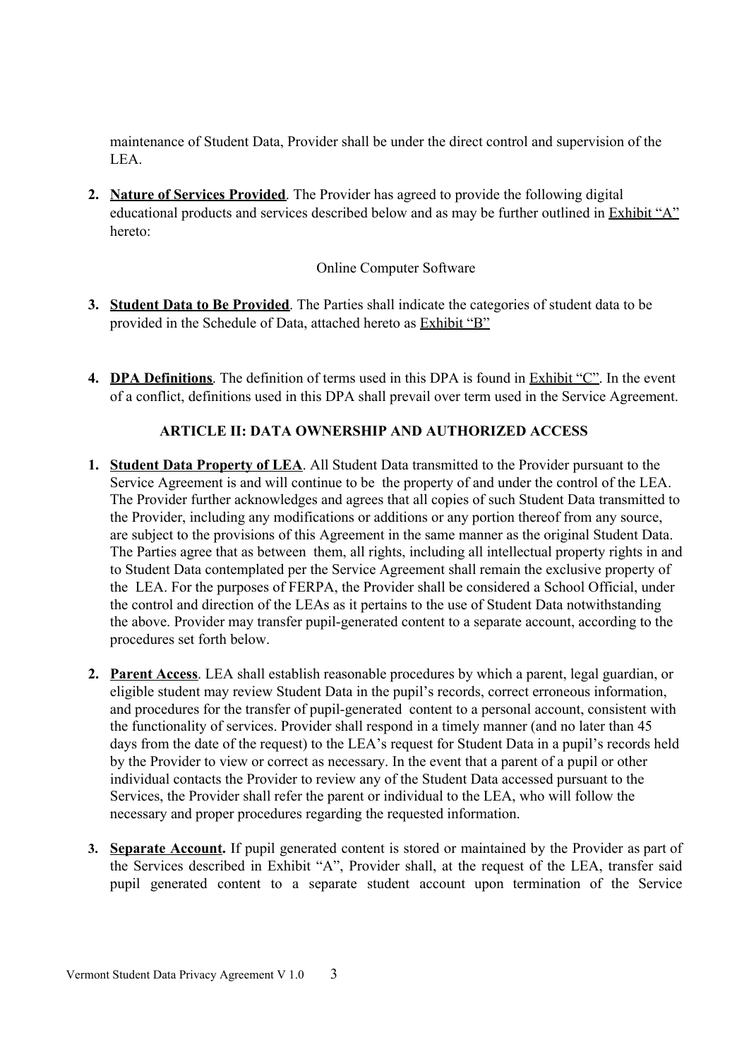maintenance of Student Data, Provider shall be under the direct control and supervision of the LEA.

2. **Nature of Services Provided**. The Provider has agreed to provide the following digital educational products and services described below and as may be further outlined in Exhibit "A" hereto:

   Online Computer Software

3. **Student Data to Be Provided**. The Parties shall indicate the categories of student data to be provided in the Schedule of Data, attached hereto as Exhibit "B"

4. **DPA Definitions**. The definition of terms used in this DPA is found in Exhibit "C". In the event of a conflict, definitions used in this DPA shall prevail over term used in the Service Agreement.

## ARTICLE II: DATA OWNERSHIP AND AUTHORIZED ACCESS

1. **Student Data Property of LEA**. All Student Data transmitted to the Provider pursuant to the Service Agreement is and will continue to be the property of and under the control of the LEA. The Provider further acknowledges and agrees that all copies of such Student Data transmitted to the Provider, including any modifications or additions or any portion thereof from any source, are subject to the provisions of this Agreement in the same manner as the original Student Data. The Parties agree that as between them, all rights, including all intellectual property rights in and to Student Data contemplated per the Service Agreement shall remain the exclusive property of the LEA. For the purposes of FERPA, the Provider shall be considered a School Official, under the control and direction of the LEAs as it pertains to the use of Student Data notwithstanding the above. Provider may transfer pupil-generated content to a separate account, according to the procedures set forth below.

2. **Parent Access**. LEA shall establish reasonable procedures by which a parent, legal guardian, or eligible student may review Student Data in the pupil's records, correct erroneous information, and procedures for the transfer of pupil-generated content to a personal account, consistent with the functionality of services. Provider shall respond in a timely manner (and no later than 45 days from the date of the request) to the LEA's request for Student Data in a pupil's records held by the Provider to view or correct as necessary. In the event that a parent of a pupil or other individual contacts the Provider to review any of the Student Data accessed pursuant to the Services, the Provider shall refer the parent or individual to the LEA, who will follow the necessary and proper procedures regarding the requested information.

3. **Separate Account.** If pupil generated content is stored or maintained by the Provider as part of the Services described in Exhibit "A", Provider shall, at the request of the LEA, transfer said pupil generated content to a separate student account upon termination of the Service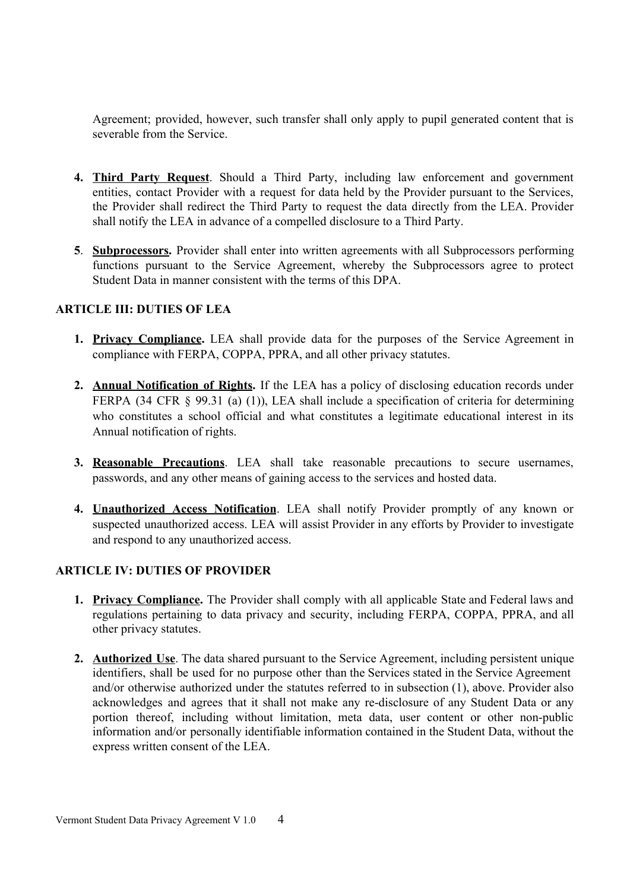Agreement; provided, however, such transfer shall only apply to pupil generated content that is severable from the Service.

4. **Third Party Request**. Should a Third Party, including law enforcement and government entities, contact Provider with a request for data held by the Provider pursuant to the Services, the Provider shall redirect the Third Party to request the data directly from the LEA. Provider shall notify the LEA in advance of a compelled disclosure to a Third Party.

5. **Subprocessors.** Provider shall enter into written agreements with all Subprocessors performing functions pursuant to the Service Agreement, whereby the Subprocessors agree to protect Student Data in manner consistent with the terms of this DPA.

**ARTICLE III: DUTIES OF LEA**

1. **Privacy Compliance.** LEA shall provide data for the purposes of the Service Agreement in compliance with FERPA, COPPA, PPRA, and all other privacy statutes.

2. **Annual Notification of Rights.** If the LEA has a policy of disclosing education records under FERPA (34 CFR § 99.31 (a) (1)), LEA shall include a specification of criteria for determining who constitutes a school official and what constitutes a legitimate educational interest in its Annual notification of rights.

3. **Reasonable Precautions**. LEA shall take reasonable precautions to secure usernames, passwords, and any other means of gaining access to the services and hosted data.

4. **Unauthorized Access Notification**. LEA shall notify Provider promptly of any known or suspected unauthorized access. LEA will assist Provider in any efforts by Provider to investigate and respond to any unauthorized access.

**ARTICLE IV: DUTIES OF PROVIDER**

1. **Privacy Compliance.** The Provider shall comply with all applicable State and Federal laws and regulations pertaining to data privacy and security, including FERPA, COPPA, PPRA, and all other privacy statutes.

2. **Authorized Use**. The data shared pursuant to the Service Agreement, including persistent unique identifiers, shall be used for no purpose other than the Services stated in the Service Agreement and/or otherwise authorized under the statutes referred to in subsection (1), above. Provider also acknowledges and agrees that it shall not make any re-disclosure of any Student Data or any portion thereof, including without limitation, meta data, user content or other non-public information and/or personally identifiable information contained in the Student Data, without the express written consent of the LEA.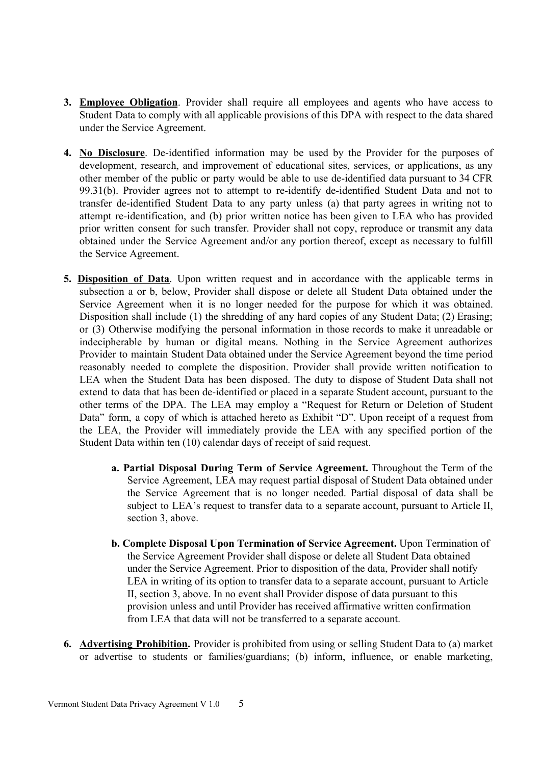3. **Employee Obligation**. Provider shall require all employees and agents who have access to Student Data to comply with all applicable provisions of this DPA with respect to the data shared under the Service Agreement.

4. **No Disclosure**. De-identified information may be used by the Provider for the purposes of development, research, and improvement of educational sites, services, or applications, as any other member of the public or party would be able to use de-identified data pursuant to 34 CFR 99.31(b). Provider agrees not to attempt to re-identify de-identified Student Data and not to transfer de-identified Student Data to any party unless (a) that party agrees in writing not to attempt re-identification, and (b) prior written notice has been given to LEA who has provided prior written consent for such transfer. Provider shall not copy, reproduce or transmit any data obtained under the Service Agreement and/or any portion thereof, except as necessary to fulfill the Service Agreement.

5. **Disposition of Data**. Upon written request and in accordance with the applicable terms in subsection a or b, below, Provider shall dispose or delete all Student Data obtained under the Service Agreement when it is no longer needed for the purpose for which it was obtained. Disposition shall include (1) the shredding of any hard copies of any Student Data; (2) Erasing; or (3) Otherwise modifying the personal information in those records to make it unreadable or indecipherable by human or digital means. Nothing in the Service Agreement authorizes Provider to maintain Student Data obtained under the Service Agreement beyond the time period reasonably needed to complete the disposition. Provider shall provide written notification to LEA when the Student Data has been disposed. The duty to dispose of Student Data shall not extend to data that has been de-identified or placed in a separate Student account, pursuant to the other terms of the DPA. The LEA may employ a "Request for Return or Deletion of Student Data" form, a copy of which is attached hereto as Exhibit "D". Upon receipt of a request from the LEA, the Provider will immediately provide the LEA with any specified portion of the Student Data within ten (10) calendar days of receipt of said request.

   a. **Partial Disposal During Term of Service Agreement.** Throughout the Term of the Service Agreement, LEA may request partial disposal of Student Data obtained under the Service Agreement that is no longer needed. Partial disposal of data shall be subject to LEA's request to transfer data to a separate account, pursuant to Article II, section 3, above.

   b. **Complete Disposal Upon Termination of Service Agreement.** Upon Termination of the Service Agreement Provider shall dispose or delete all Student Data obtained under the Service Agreement. Prior to disposition of the data, Provider shall notify LEA in writing of its option to transfer data to a separate account, pursuant to Article II, section 3, above. In no event shall Provider dispose of data pursuant to this provision unless and until Provider has received affirmative written confirmation from LEA that data will not be transferred to a separate account.

6. **Advertising Prohibition.** Provider is prohibited from using or selling Student Data to (a) market or advertise to students or families/guardians; (b) inform, influence, or enable marketing,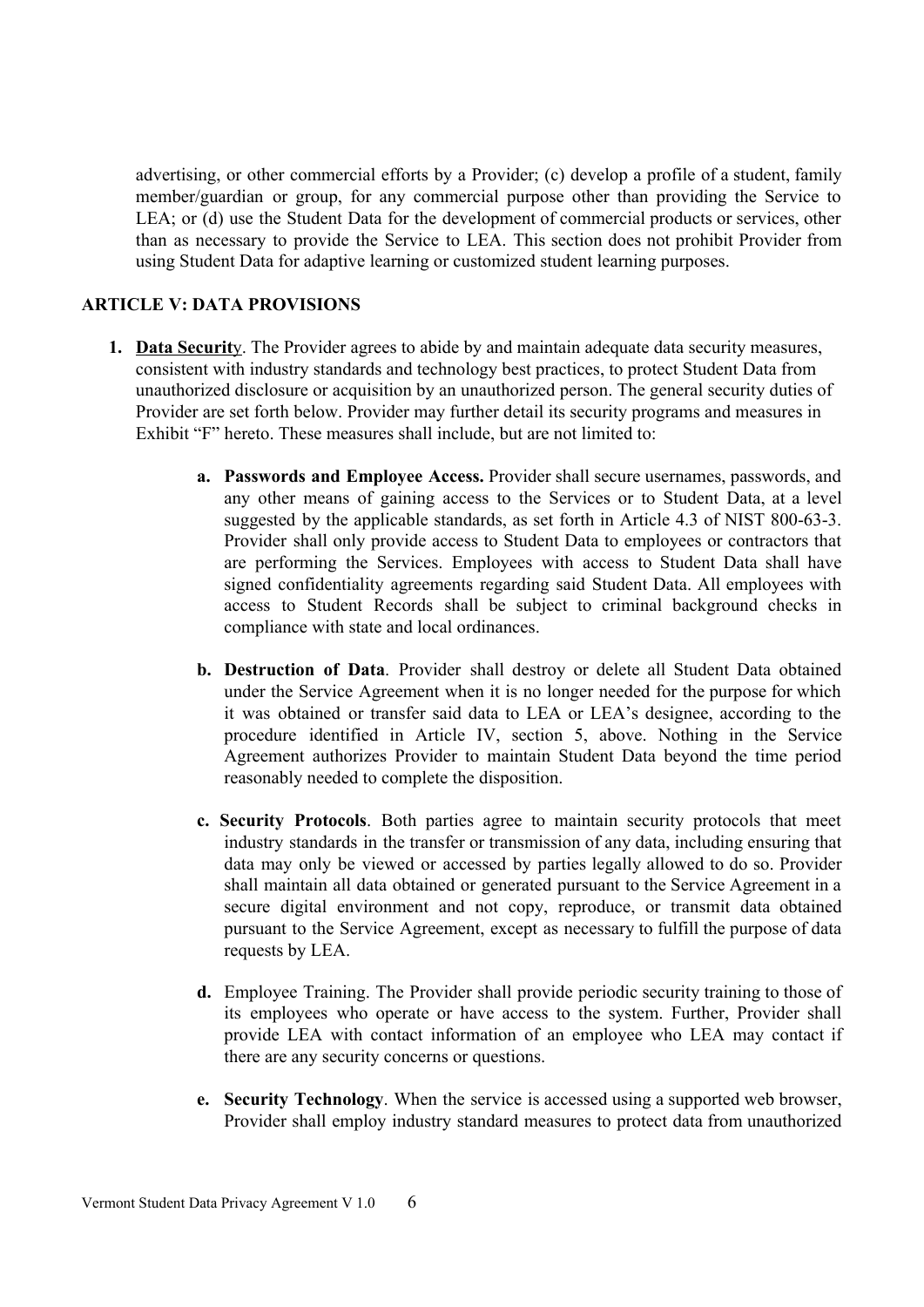advertising, or other commercial efforts by a Provider; (c) develop a profile of a student, family member/guardian or group, for any commercial purpose other than providing the Service to LEA; or (d) use the Student Data for the development of commercial products or services, other than as necessary to provide the Service to LEA. This section does not prohibit Provider from using Student Data for adaptive learning or customized student learning purposes.

## ARTICLE V: DATA PROVISIONS

1. **<u>Data Securit</u>y**. The Provider agrees to abide by and maintain adequate data security measures, consistent with industry standards and technology best practices, to protect Student Data from unauthorized disclosure or acquisition by an unauthorized person. The general security duties of Provider are set forth below. Provider may further detail its security programs and measures in Exhibit "F" hereto. These measures shall include, but are not limited to:

    a. **Passwords and Employee Access.** Provider shall secure usernames, passwords, and any other means of gaining access to the Services or to Student Data, at a level suggested by the applicable standards, as set forth in Article 4.3 of NIST 800-63-3. Provider shall only provide access to Student Data to employees or contractors that are performing the Services. Employees with access to Student Data shall have signed confidentiality agreements regarding said Student Data. All employees with access to Student Records shall be subject to criminal background checks in compliance with state and local ordinances.

    b. **Destruction of Data**. Provider shall destroy or delete all Student Data obtained under the Service Agreement when it is no longer needed for the purpose for which it was obtained or transfer said data to LEA or LEA's designee, according to the procedure identified in Article IV, section 5, above. Nothing in the Service Agreement authorizes Provider to maintain Student Data beyond the time period reasonably needed to complete the disposition.

    c. **Security Protocols**. Both parties agree to maintain security protocols that meet industry standards in the transfer or transmission of any data, including ensuring that data may only be viewed or accessed by parties legally allowed to do so. Provider shall maintain all data obtained or generated pursuant to the Service Agreement in a secure digital environment and not copy, reproduce, or transmit data obtained pursuant to the Service Agreement, except as necessary to fulfill the purpose of data requests by LEA.

    d. Employee Training. The Provider shall provide periodic security training to those of its employees who operate or have access to the system. Further, Provider shall provide LEA with contact information of an employee who LEA may contact if there are any security concerns or questions.

    e. **Security Technology**. When the service is accessed using a supported web browser, Provider shall employ industry standard measures to protect data from unauthorized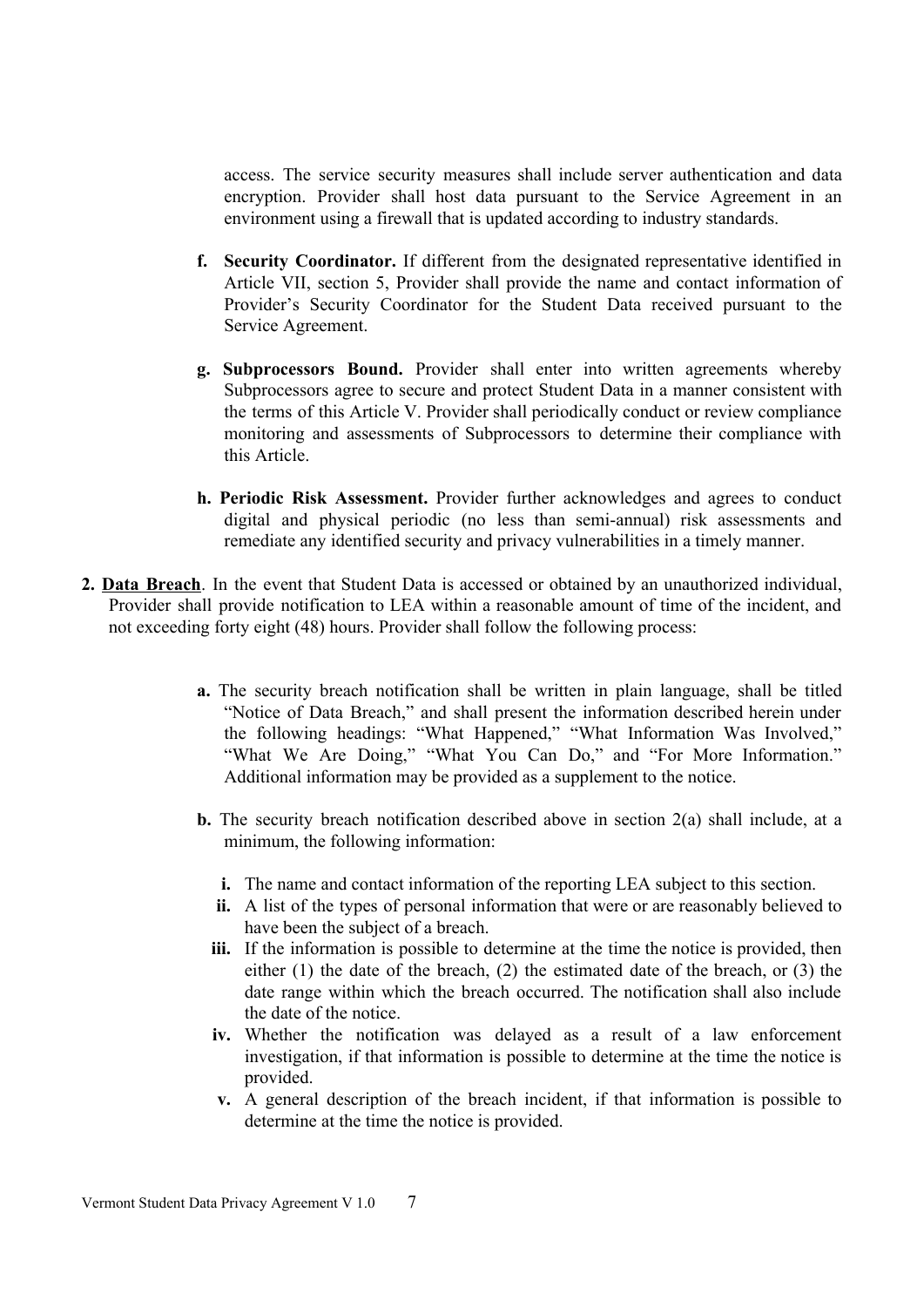access. The service security measures shall include server authentication and data encryption. Provider shall host data pursuant to the Service Agreement in an environment using a firewall that is updated according to industry standards.

f. **Security Coordinator.** If different from the designated representative identified in Article VII, section 5, Provider shall provide the name and contact information of Provider's Security Coordinator for the Student Data received pursuant to the Service Agreement.

g. **Subprocessors Bound.** Provider shall enter into written agreements whereby Subprocessors agree to secure and protect Student Data in a manner consistent with the terms of this Article V. Provider shall periodically conduct or review compliance monitoring and assessments of Subprocessors to determine their compliance with this Article.

h. **Periodic Risk Assessment.** Provider further acknowledges and agrees to conduct digital and physical periodic (no less than semi-annual) risk assessments and remediate any identified security and privacy vulnerabilities in a timely manner.

**2. <u>Data Breach</u>**. In the event that Student Data is accessed or obtained by an unauthorized individual, Provider shall provide notification to LEA within a reasonable amount of time of the incident, and not exceeding forty eight (48) hours. Provider shall follow the following process:

**a.** The security breach notification shall be written in plain language, shall be titled "Notice of Data Breach," and shall present the information described herein under the following headings: "What Happened," "What Information Was Involved," "What We Are Doing," "What You Can Do," and "For More Information." Additional information may be provided as a supplement to the notice.

**b.** The security breach notification described above in section 2(a) shall include, at a minimum, the following information:

**i.** The name and contact information of the reporting LEA subject to this section.

**ii.** A list of the types of personal information that were or are reasonably believed to have been the subject of a breach.

**iii.** If the information is possible to determine at the time the notice is provided, then either (1) the date of the breach, (2) the estimated date of the breach, or (3) the date range within which the breach occurred. The notification shall also include the date of the notice.

**iv.** Whether the notification was delayed as a result of a law enforcement investigation, if that information is possible to determine at the time the notice is provided.

**v.** A general description of the breach incident, if that information is possible to determine at the time the notice is provided.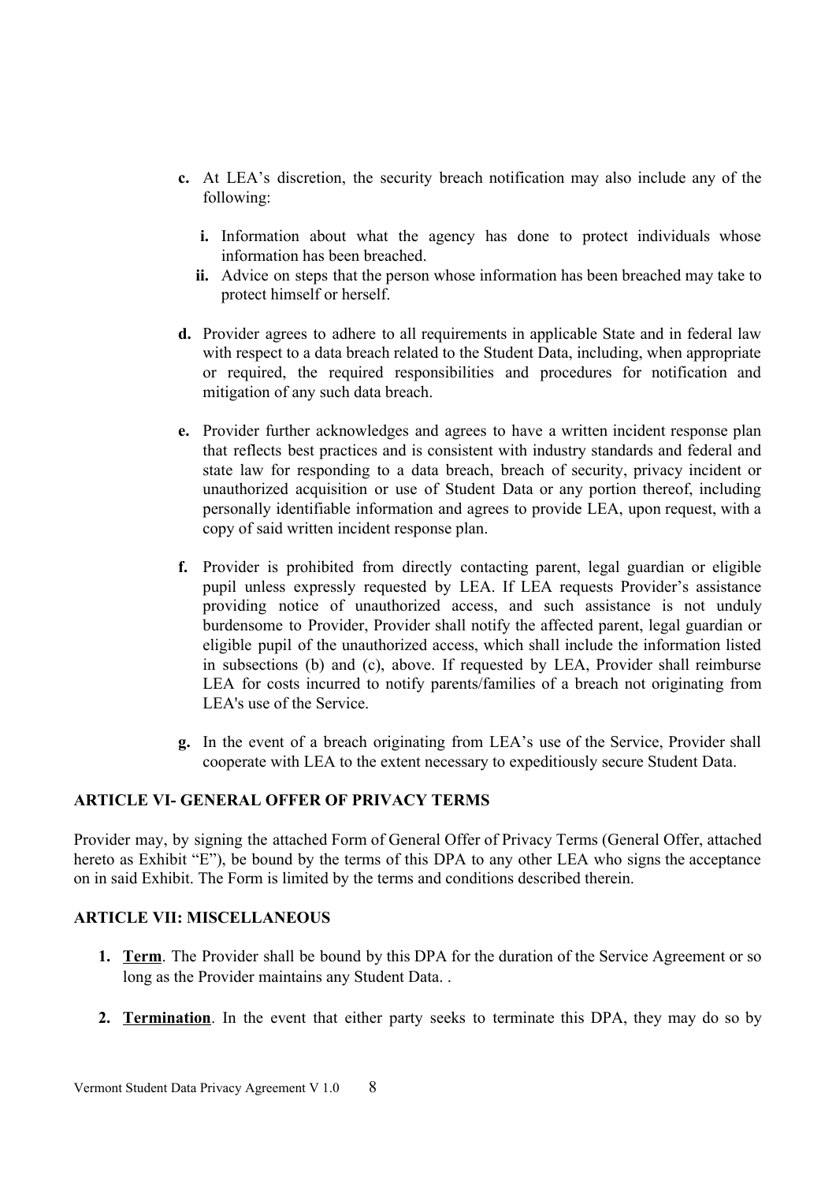c. At LEA's discretion, the security breach notification may also include any of the following:

   i. Information about what the agency has done to protect individuals whose information has been breached.
   
   ii. Advice on steps that the person whose information has been breached may take to protect himself or herself.

d. Provider agrees to adhere to all requirements in applicable State and in federal law with respect to a data breach related to the Student Data, including, when appropriate or required, the required responsibilities and procedures for notification and mitigation of any such data breach.

e. Provider further acknowledges and agrees to have a written incident response plan that reflects best practices and is consistent with industry standards and federal and state law for responding to a data breach, breach of security, privacy incident or unauthorized acquisition or use of Student Data or any portion thereof, including personally identifiable information and agrees to provide LEA, upon request, with a copy of said written incident response plan.

f. Provider is prohibited from directly contacting parent, legal guardian or eligible pupil unless expressly requested by LEA. If LEA requests Provider's assistance providing notice of unauthorized access, and such assistance is not unduly burdensome to Provider, Provider shall notify the affected parent, legal guardian or eligible pupil of the unauthorized access, which shall include the information listed in subsections (b) and (c), above. If requested by LEA, Provider shall reimburse LEA for costs incurred to notify parents/families of a breach not originating from LEA's use of the Service.

g. In the event of a breach originating from LEA's use of the Service, Provider shall cooperate with LEA to the extent necessary to expeditiously secure Student Data.

**ARTICLE VI- GENERAL OFFER OF PRIVACY TERMS**

Provider may, by signing the attached Form of General Offer of Privacy Terms (General Offer, attached hereto as Exhibit "E"), be bound by the terms of this DPA to any other LEA who signs the acceptance on in said Exhibit. The Form is limited by the terms and conditions described therein.

**ARTICLE VII: MISCELLANEOUS**

1. **Term**. The Provider shall be bound by this DPA for the duration of the Service Agreement or so long as the Provider maintains any Student Data. .

2. **Termination**. In the event that either party seeks to terminate this DPA, they may do so by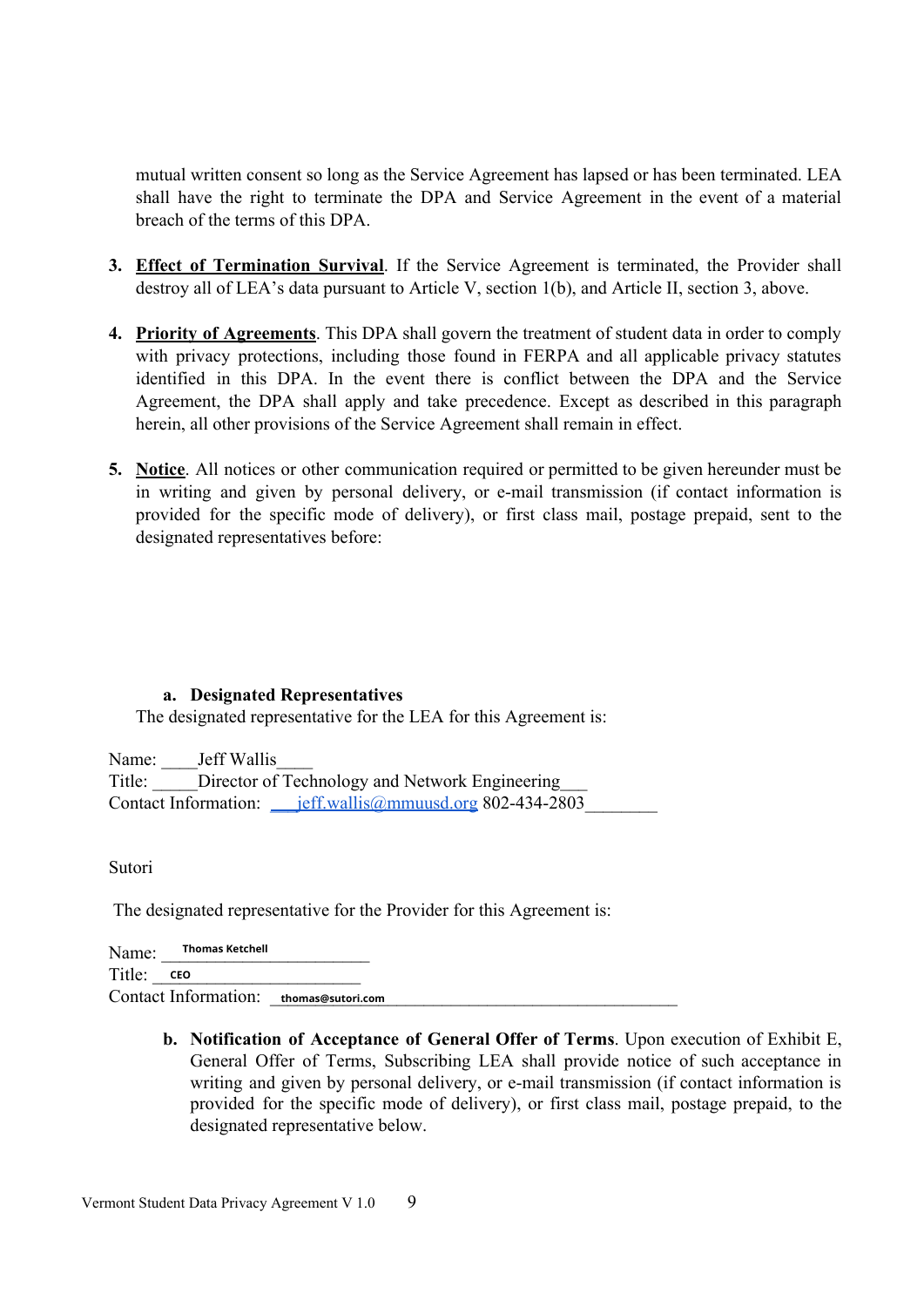mutual written consent so long as the Service Agreement has lapsed or has been terminated. LEA shall have the right to terminate the DPA and Service Agreement in the event of a material breach of the terms of this DPA.

3. **Effect of Termination Survival**. If the Service Agreement is terminated, the Provider shall destroy all of LEA's data pursuant to Article V, section 1(b), and Article II, section 3, above.

4. **Priority of Agreements**. This DPA shall govern the treatment of student data in order to comply with privacy protections, including those found in FERPA and all applicable privacy statutes identified in this DPA. In the event there is conflict between the DPA and the Service Agreement, the DPA shall apply and take precedence. Except as described in this paragraph herein, all other provisions of the Service Agreement shall remain in effect.

5. **Notice**. All notices or other communication required or permitted to be given hereunder must be in writing and given by personal delivery, or e-mail transmission (if contact information is provided for the specific mode of delivery), or first class mail, postage prepaid, sent to the designated representatives before:

   a. **Designated Representatives**

   The designated representative for the LEA for this Agreement is:

Name: ____Jeff Wallis____
Title: _____Director of Technology and Network Engineering___
Contact Information: ___jeff.wallis@mmuusd.org 802-434-2803________

Sutori

The designated representative for the Provider for this Agreement is:

Name: Thomas Ketchell
Title: CEO
Contact Information: thomas@sutori.com

   b. **Notification of Acceptance of General Offer of Terms**. Upon execution of Exhibit E, General Offer of Terms, Subscribing LEA shall provide notice of such acceptance in writing and given by personal delivery, or e-mail transmission (if contact information is provided for the specific mode of delivery), or first class mail, postage prepaid, to the designated representative below.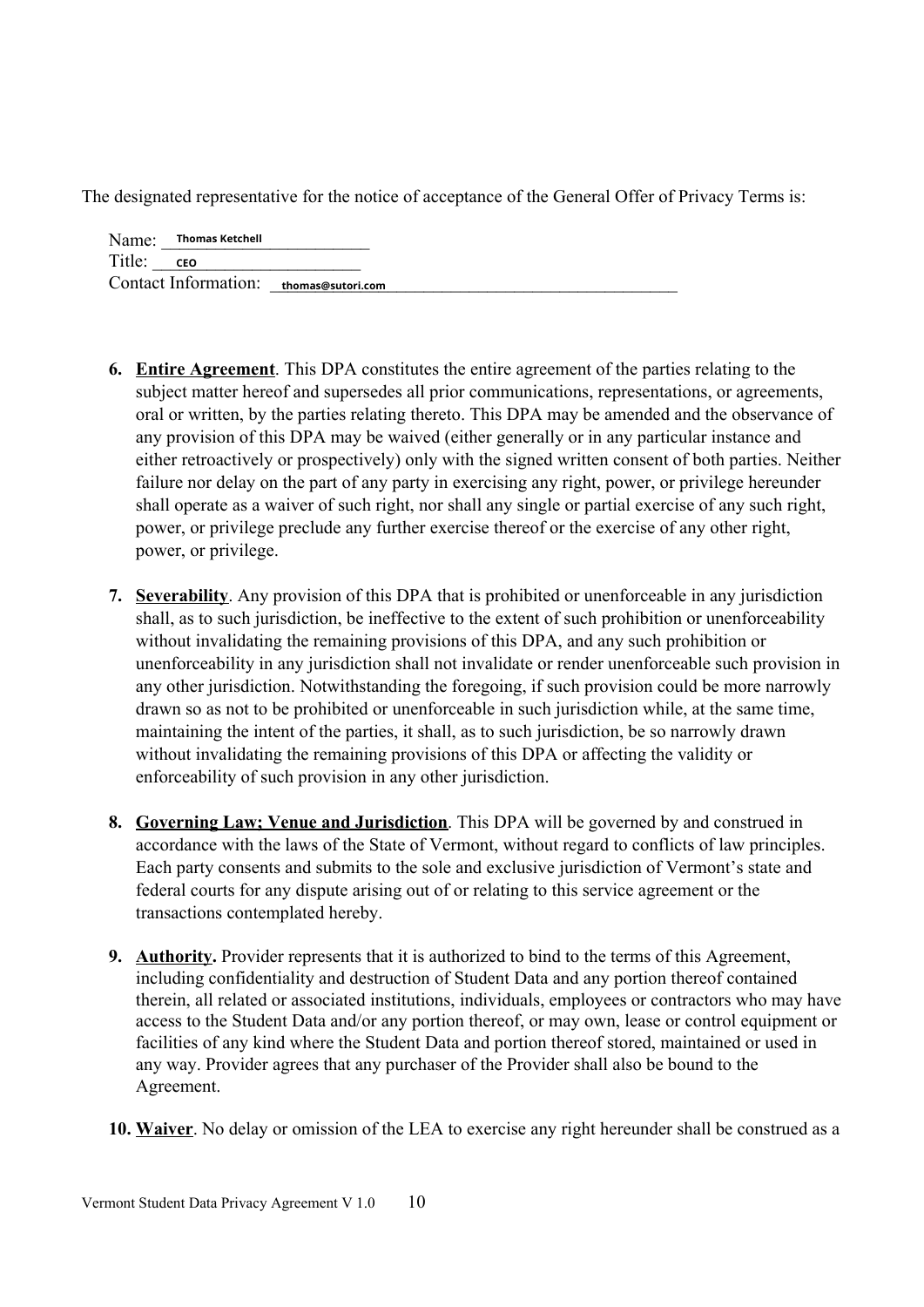The designated representative for the notice of acceptance of the General Offer of Privacy Terms is:

Name: Thomas Ketchell
Title: CEO
Contact Information: thomas@sutori.com

6. **Entire Agreement**. This DPA constitutes the entire agreement of the parties relating to the subject matter hereof and supersedes all prior communications, representations, or agreements, oral or written, by the parties relating thereto. This DPA may be amended and the observance of any provision of this DPA may be waived (either generally or in any particular instance and either retroactively or prospectively) only with the signed written consent of both parties. Neither failure nor delay on the part of any party in exercising any right, power, or privilege hereunder shall operate as a waiver of such right, nor shall any single or partial exercise of any such right, power, or privilege preclude any further exercise thereof or the exercise of any other right, power, or privilege.

7. **Severability**. Any provision of this DPA that is prohibited or unenforceable in any jurisdiction shall, as to such jurisdiction, be ineffective to the extent of such prohibition or unenforceability without invalidating the remaining provisions of this DPA, and any such prohibition or unenforceability in any jurisdiction shall not invalidate or render unenforceable such provision in any other jurisdiction. Notwithstanding the foregoing, if such provision could be more narrowly drawn so as not to be prohibited or unenforceable in such jurisdiction while, at the same time, maintaining the intent of the parties, it shall, as to such jurisdiction, be so narrowly drawn without invalidating the remaining provisions of this DPA or affecting the validity or enforceability of such provision in any other jurisdiction.

8. **Governing Law; Venue and Jurisdiction**. This DPA will be governed by and construed in accordance with the laws of the State of Vermont, without regard to conflicts of law principles. Each party consents and submits to the sole and exclusive jurisdiction of Vermont's state and federal courts for any dispute arising out of or relating to this service agreement or the transactions contemplated hereby.

9. **Authority.** Provider represents that it is authorized to bind to the terms of this Agreement, including confidentiality and destruction of Student Data and any portion thereof contained therein, all related or associated institutions, individuals, employees or contractors who may have access to the Student Data and/or any portion thereof, or may own, lease or control equipment or facilities of any kind where the Student Data and portion thereof stored, maintained or used in any way. Provider agrees that any purchaser of the Provider shall also be bound to the Agreement.

10. **Waiver**. No delay or omission of the LEA to exercise any right hereunder shall be construed as a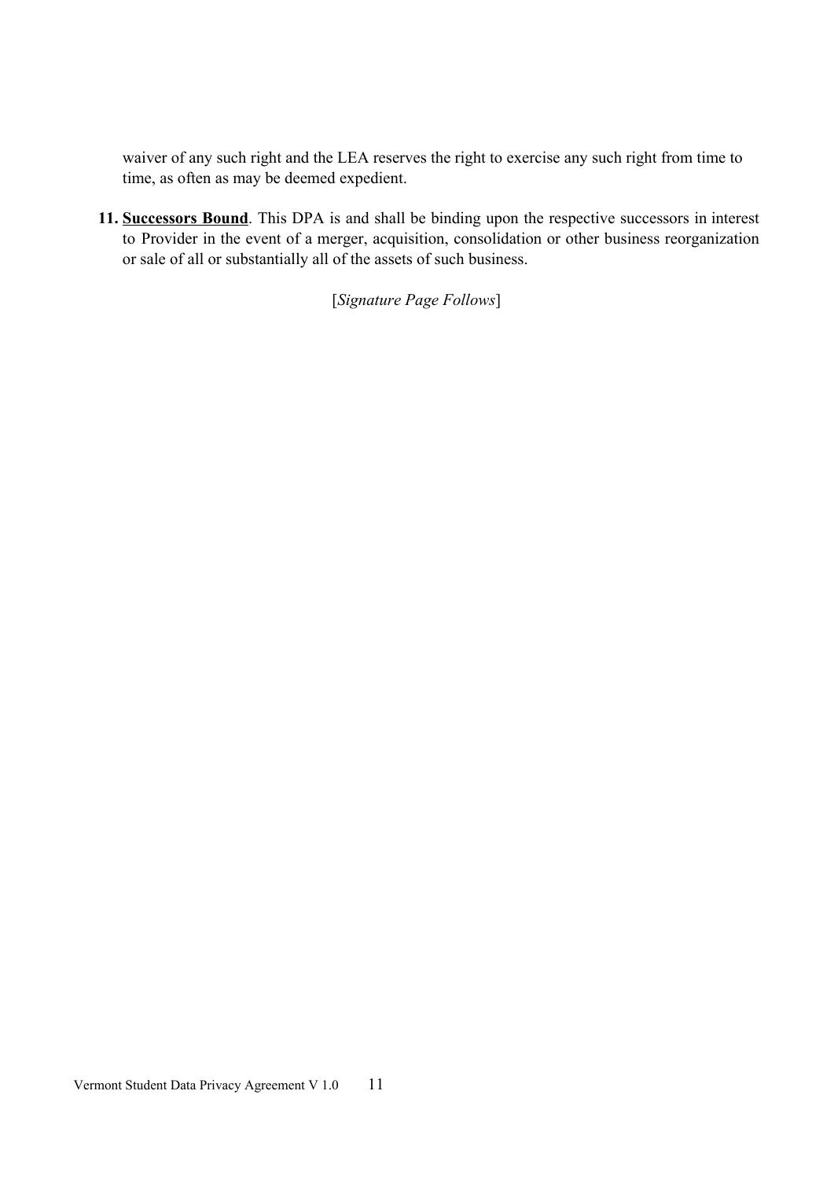waiver of any such right and the LEA reserves the right to exercise any such right from time to time, as often as may be deemed expedient.

11. **Successors Bound**. This DPA is and shall be binding upon the respective successors in interest to Provider in the event of a merger, acquisition, consolidation or other business reorganization or sale of all or substantially all of the assets of such business.

[*Signature Page Follows*]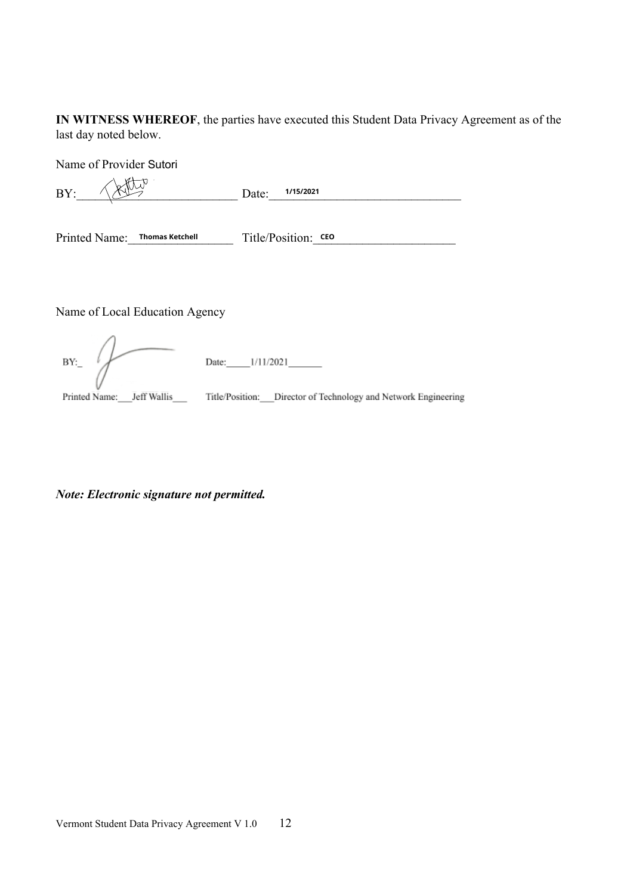**IN WITNESS WHEREOF**, the parties have executed this Student Data Privacy Agreement as of the last day noted below.

Name of Provider Sutori

BY:\_\_\_\_\_\_\_\_\_\_\_\_\_\_\_\_\_\_\_\_\_\_\_\_\_\_\_\_ Date: 1/15/2021

Printed Name: Thomas Ketchell Title/Position: CEO

Name of Local Education Agency

BY:\_ Date: 1/11/2021

Printed Name: Jeff Wallis Title/Position: Director of Technology and Network Engineering

***Note: Electronic signature not permitted.***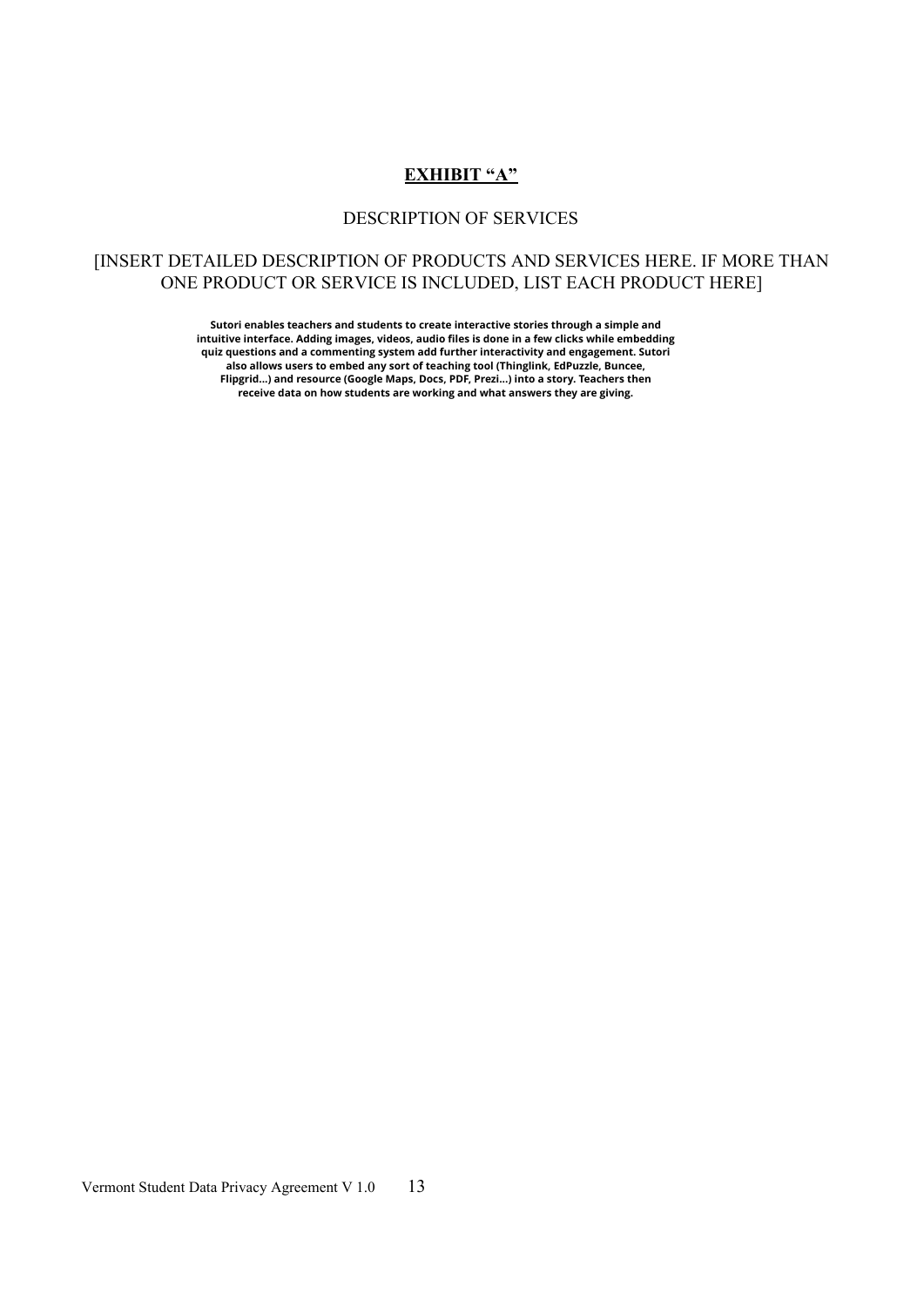## **EXHIBIT "A"**

DESCRIPTION OF SERVICES

[INSERT DETAILED DESCRIPTION OF PRODUCTS AND SERVICES HERE. IF MORE THAN ONE PRODUCT OR SERVICE IS INCLUDED, LIST EACH PRODUCT HERE]

**Sutori enables teachers and students to create interactive stories through a simple and intuitive interface. Adding images, videos, audio files is done in a few clicks while embedding quiz questions and a commenting system add further interactivity and engagement. Sutori also allows users to embed any sort of teaching tool (Thinglink, EdPuzzle, Buncee, Flipgrid…) and resource (Google Maps, Docs, PDF, Prezi…) into a story. Teachers then receive data on how students are working and what answers they are giving.**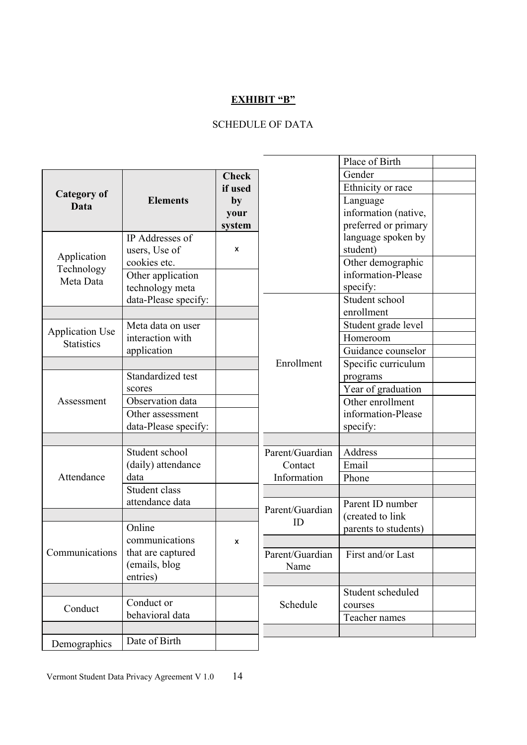**EXHIBIT "B"**

SCHEDULE OF DATA

| Category of Data | Elements | Check if used by your system |
|---|---|---|
| Application Technology Meta Data | IP Addresses of users, Use of cookies etc. | x |
| | Other application technology meta data-Please specify: | |
| | | |
| Application Use Statistics | Meta data on user interaction with application | |
| | | |
| Assessment | Standardized test scores | |
| | Observation data | |
| | Other assessment data-Please specify: | |
| | | |
| Attendance | Student school (daily) attendance data | |
| | Student class attendance data | |
| | | |
| Communications | Online communications that are captured (emails, blog entries) | x |
| | | |
| Conduct | Conduct or behavioral data | |
| | | |
| Demographics | Date of Birth | |
| | Place of Birth | |
| | Gender | |
| | Ethnicity or race | |
| | Language information (native, preferred or primary language spoken by student) | |
| | Other demographic information-Please specify: | |
| Enrollment | Student school enrollment | |
| | Student grade level | |
| | Homeroom | |
| | Guidance counselor | |
| | Specific curriculum programs | |
| | Year of graduation | |
| | Other enrollment information-Please specify: | |
| | | |
| Parent/Guardian Contact Information | Address | |
| | Email | |
| | Phone | |
| | | |
| Parent/Guardian ID | Parent ID number (created to link parents to students) | |
| | | |
| Parent/Guardian Name | First and/or Last | |
| | | |
| Schedule | Student scheduled courses | |
| | Teacher names | |
| | | |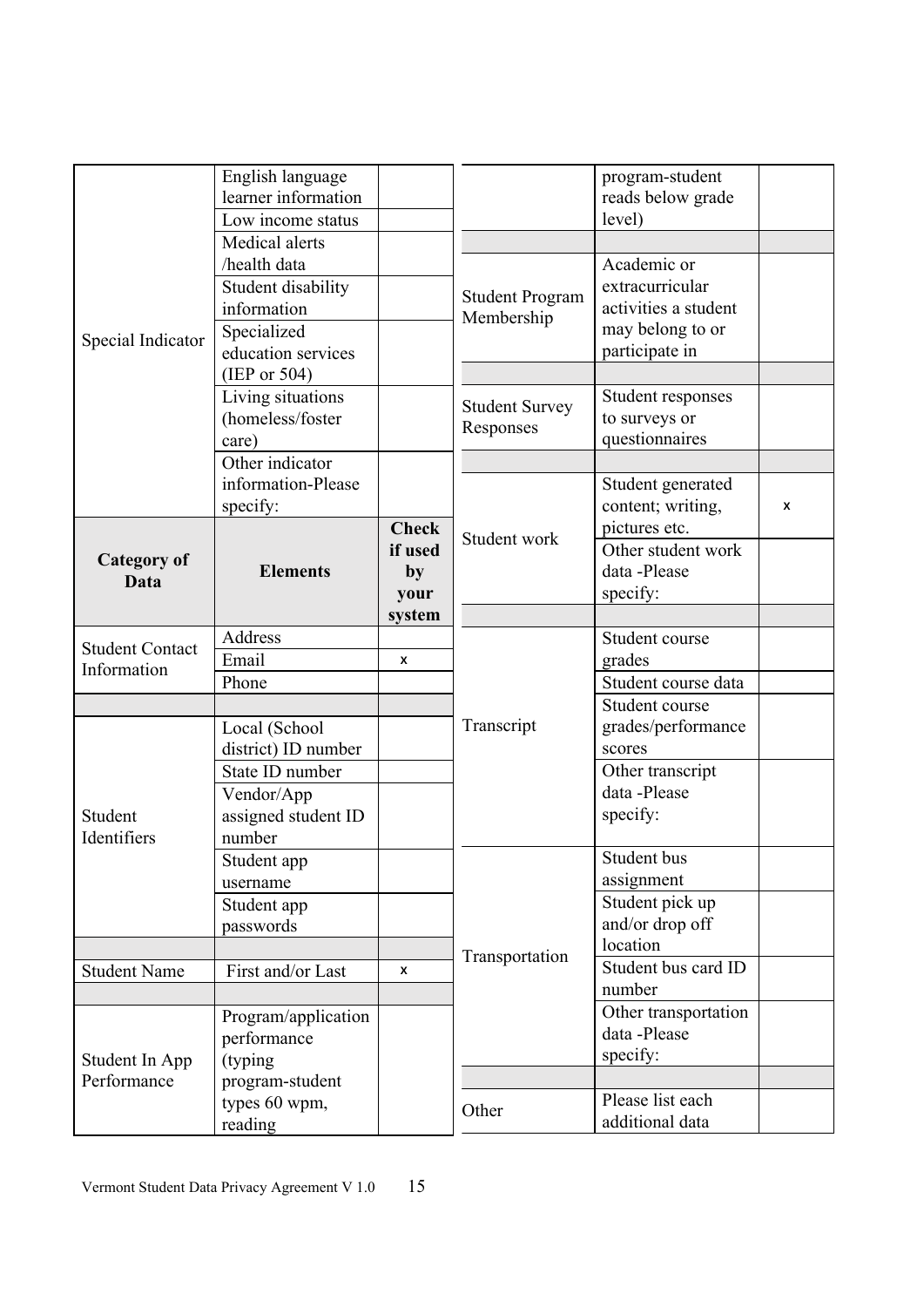| Category of Data | Elements | Check if used by your system |
|---|---|---|
| Special Indicator | English language learner information | |
| | Low income status | |
| | Medical alerts /health data | |
| | Student disability information | |
| | Specialized education services (IEP or 504) | |
| | Living situations (homeless/foster care) | |
| | Other indicator information-Please specify: | |
| **Category of Data** | **Elements** | **Check if used by your system** |
| Student Contact Information | Address | |
| | Email | x |
| | Phone | |
| | | |
| Student Identifiers | Local (School district) ID number | |
| | State ID number | |
| | Vendor/App assigned student ID number | |
| | Student app username | |
| | Student app passwords | |
| | | |
| Student Name | First and/or Last | x |
| | | |
| Student In App Performance | Program/application performance (typing program-student types 60 wpm, reading program-student reads below grade level) | |
| | | |
| Student Program Membership | Academic or extracurricular activities a student may belong to or participate in | |
| | | |
| Student Survey Responses | Student responses to surveys or questionnaires | |
| | | |
| Student work | Student generated content; writing, pictures etc. | x |
| | Other student work data -Please specify: | |
| | | |
| Transcript | Student course grades | |
| | Student course data | |
| | Student course grades/performance scores | |
| | Other transcript data -Please specify: | |
| Transportation | Student bus assignment | |
| | Student pick up and/or drop off location | |
| | Student bus card ID number | |
| | Other transportation data -Please specify: | |
| | | |
| Other | Please list each additional data | |

Vermont Student Data Privacy Agreement V 1.0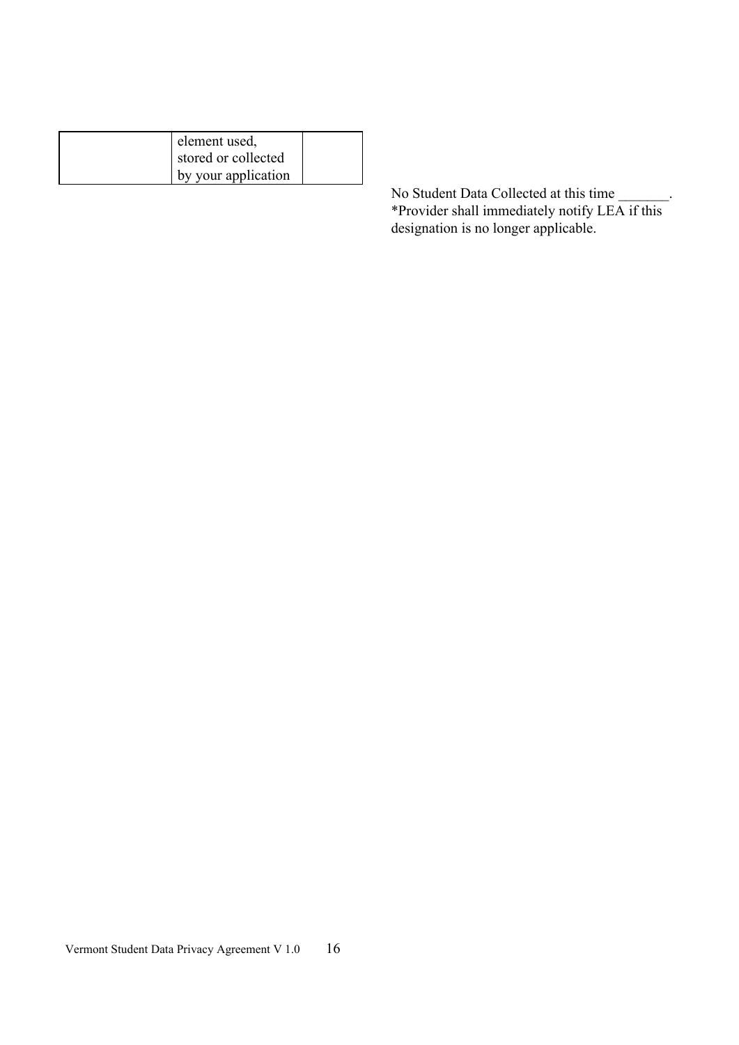|  | element used, stored or collected by your application |  |
|---|---|---|

No Student Data Collected at this time _______.
*Provider shall immediately notify LEA if this designation is no longer applicable.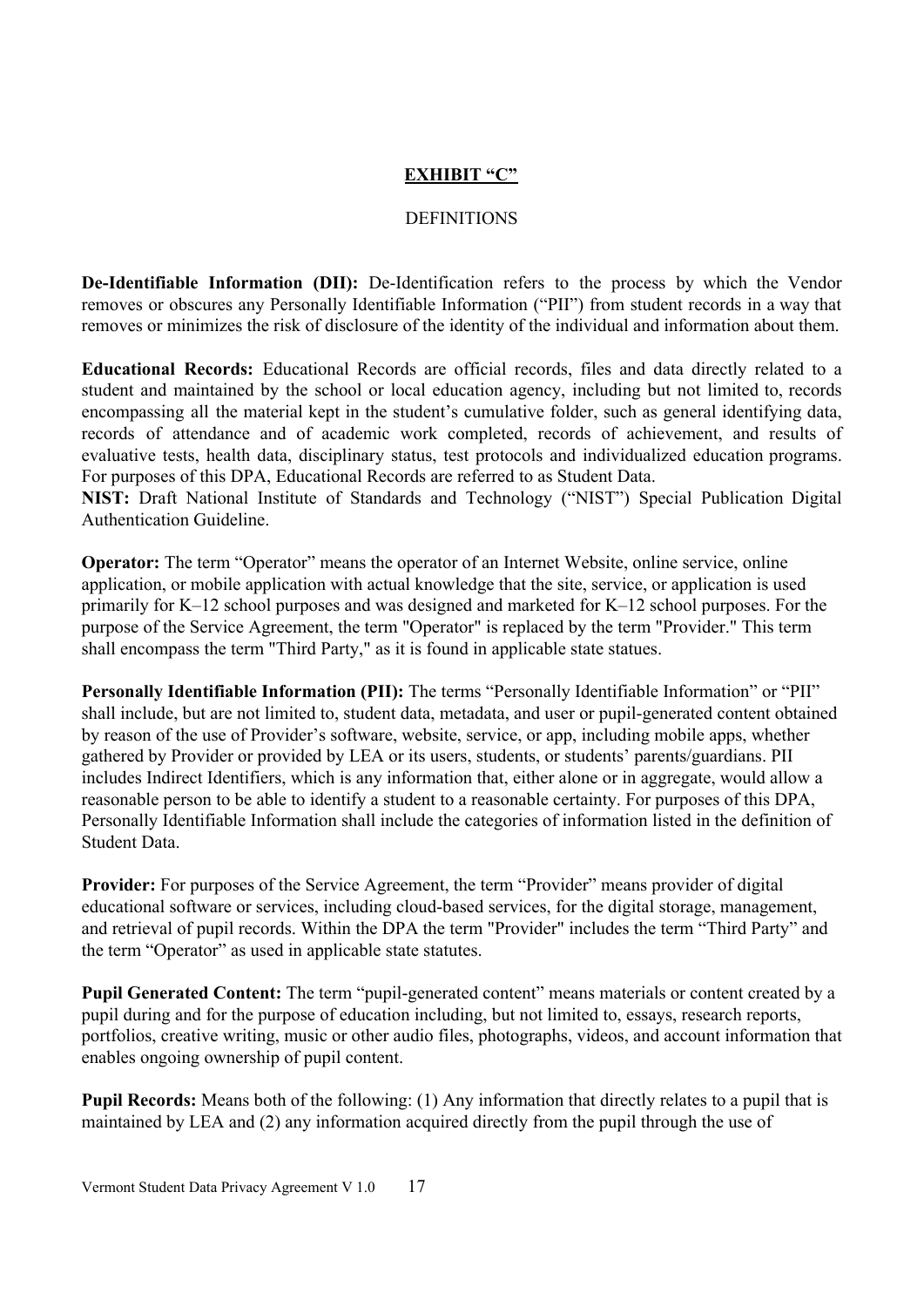**EXHIBIT "C"**

DEFINITIONS

**De-Identifiable Information (DII):** De-Identification refers to the process by which the Vendor removes or obscures any Personally Identifiable Information ("PII") from student records in a way that removes or minimizes the risk of disclosure of the identity of the individual and information about them.

**Educational Records:** Educational Records are official records, files and data directly related to a student and maintained by the school or local education agency, including but not limited to, records encompassing all the material kept in the student's cumulative folder, such as general identifying data, records of attendance and of academic work completed, records of achievement, and results of evaluative tests, health data, disciplinary status, test protocols and individualized education programs. For purposes of this DPA, Educational Records are referred to as Student Data.

**NIST:** Draft National Institute of Standards and Technology ("NIST") Special Publication Digital Authentication Guideline.

**Operator:** The term "Operator" means the operator of an Internet Website, online service, online application, or mobile application with actual knowledge that the site, service, or application is used primarily for K–12 school purposes and was designed and marketed for K–12 school purposes. For the purpose of the Service Agreement, the term "Operator" is replaced by the term "Provider." This term shall encompass the term "Third Party," as it is found in applicable state statues.

**Personally Identifiable Information (PII):** The terms "Personally Identifiable Information" or "PII" shall include, but are not limited to, student data, metadata, and user or pupil-generated content obtained by reason of the use of Provider's software, website, service, or app, including mobile apps, whether gathered by Provider or provided by LEA or its users, students, or students' parents/guardians. PII includes Indirect Identifiers, which is any information that, either alone or in aggregate, would allow a reasonable person to be able to identify a student to a reasonable certainty. For purposes of this DPA, Personally Identifiable Information shall include the categories of information listed in the definition of Student Data.

**Provider:** For purposes of the Service Agreement, the term "Provider" means provider of digital educational software or services, including cloud-based services, for the digital storage, management, and retrieval of pupil records. Within the DPA the term "Provider" includes the term "Third Party" and the term "Operator" as used in applicable state statutes.

**Pupil Generated Content:** The term "pupil-generated content" means materials or content created by a pupil during and for the purpose of education including, but not limited to, essays, research reports, portfolios, creative writing, music or other audio files, photographs, videos, and account information that enables ongoing ownership of pupil content.

**Pupil Records:** Means both of the following: (1) Any information that directly relates to a pupil that is maintained by LEA and (2) any information acquired directly from the pupil through the use of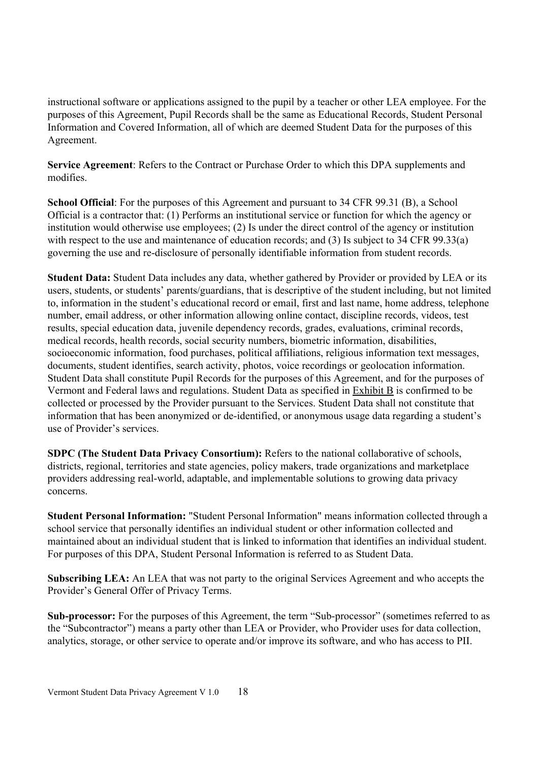instructional software or applications assigned to the pupil by a teacher or other LEA employee. For the purposes of this Agreement, Pupil Records shall be the same as Educational Records, Student Personal Information and Covered Information, all of which are deemed Student Data for the purposes of this Agreement.

**Service Agreement**: Refers to the Contract or Purchase Order to which this DPA supplements and modifies.

**School Official**: For the purposes of this Agreement and pursuant to 34 CFR 99.31 (B), a School Official is a contractor that: (1) Performs an institutional service or function for which the agency or institution would otherwise use employees; (2) Is under the direct control of the agency or institution with respect to the use and maintenance of education records; and (3) Is subject to 34 CFR 99.33(a) governing the use and re-disclosure of personally identifiable information from student records.

**Student Data:** Student Data includes any data, whether gathered by Provider or provided by LEA or its users, students, or students' parents/guardians, that is descriptive of the student including, but not limited to, information in the student's educational record or email, first and last name, home address, telephone number, email address, or other information allowing online contact, discipline records, videos, test results, special education data, juvenile dependency records, grades, evaluations, criminal records, medical records, health records, social security numbers, biometric information, disabilities, socioeconomic information, food purchases, political affiliations, religious information text messages, documents, student identifies, search activity, photos, voice recordings or geolocation information. Student Data shall constitute Pupil Records for the purposes of this Agreement, and for the purposes of Vermont and Federal laws and regulations. Student Data as specified in Exhibit B is confirmed to be collected or processed by the Provider pursuant to the Services. Student Data shall not constitute that information that has been anonymized or de-identified, or anonymous usage data regarding a student's use of Provider's services.

**SDPC (The Student Data Privacy Consortium):** Refers to the national collaborative of schools, districts, regional, territories and state agencies, policy makers, trade organizations and marketplace providers addressing real-world, adaptable, and implementable solutions to growing data privacy concerns.

**Student Personal Information:** "Student Personal Information" means information collected through a school service that personally identifies an individual student or other information collected and maintained about an individual student that is linked to information that identifies an individual student. For purposes of this DPA, Student Personal Information is referred to as Student Data.

**Subscribing LEA:** An LEA that was not party to the original Services Agreement and who accepts the Provider's General Offer of Privacy Terms.

**Sub-processor:** For the purposes of this Agreement, the term "Sub-processor" (sometimes referred to as the "Subcontractor") means a party other than LEA or Provider, who Provider uses for data collection, analytics, storage, or other service to operate and/or improve its software, and who has access to PII.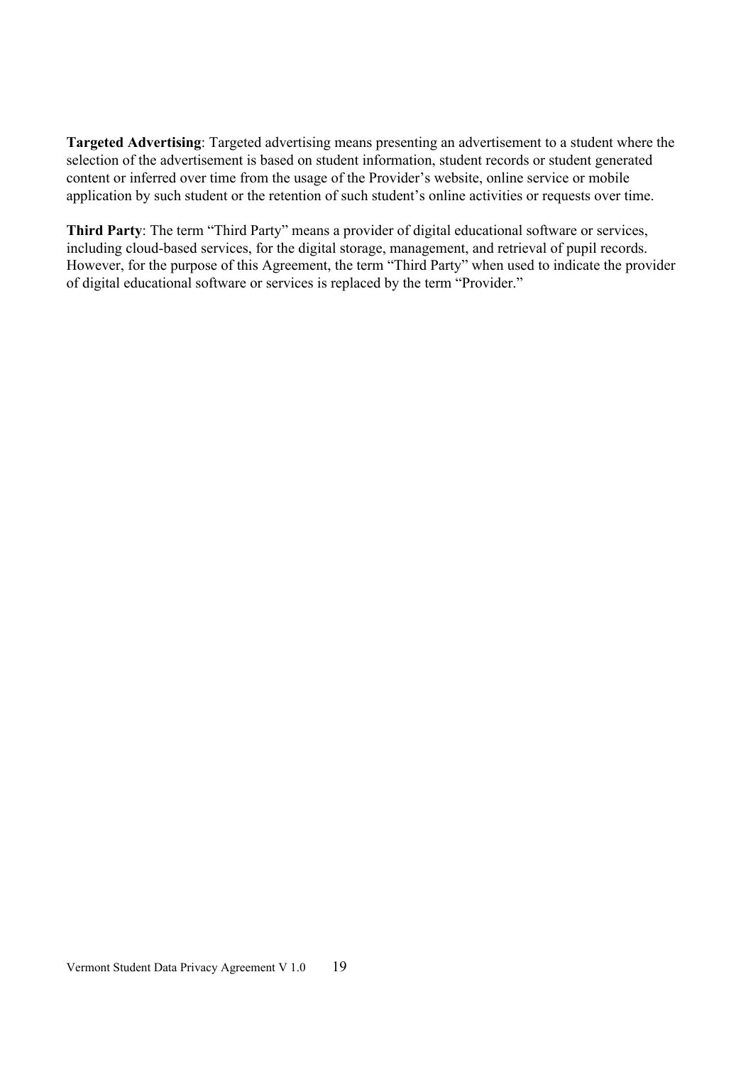**Targeted Advertising**: Targeted advertising means presenting an advertisement to a student where the selection of the advertisement is based on student information, student records or student generated content or inferred over time from the usage of the Provider's website, online service or mobile application by such student or the retention of such student's online activities or requests over time.

**Third Party**: The term "Third Party" means a provider of digital educational software or services, including cloud-based services, for the digital storage, management, and retrieval of pupil records. However, for the purpose of this Agreement, the term "Third Party" when used to indicate the provider of digital educational software or services is replaced by the term "Provider."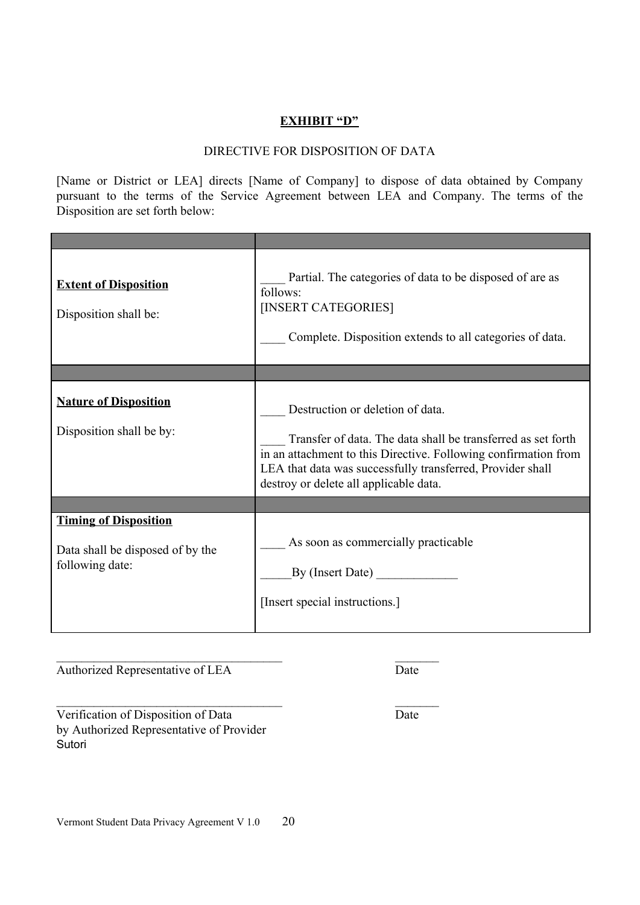**EXHIBIT "D"**

DIRECTIVE FOR DISPOSITION OF DATA

[Name or District or LEA] directs [Name of Company] to dispose of data obtained by Company pursuant to the terms of the Service Agreement between LEA and Company. The terms of the Disposition are set forth below:

| | |
|---|---|
| **Extent of Disposition**<br><br>Disposition shall be: | ____ Partial. The categories of data to be disposed of are as follows:<br>[INSERT CATEGORIES]<br><br>____ Complete. Disposition extends to all categories of data. |
| | |
| **Nature of Disposition**<br><br>Disposition shall be by: | ____ Destruction or deletion of data.<br><br>____ Transfer of data. The data shall be transferred as set forth in an attachment to this Directive. Following confirmation from LEA that data was successfully transferred, Provider shall destroy or delete all applicable data. |
| | |
| **Timing of Disposition**<br><br>Data shall be disposed of by the following date: | ____ As soon as commercially practicable<br><br>_____By (Insert Date) _____________<br><br>[Insert special instructions.] |

_____________________________________ _______
Authorized Representative of LEA Date

_____________________________________ _______
Verification of Disposition of Data Date
by Authorized Representative of Provider
Sutori

Vermont Student Data Privacy Agreement V 1.0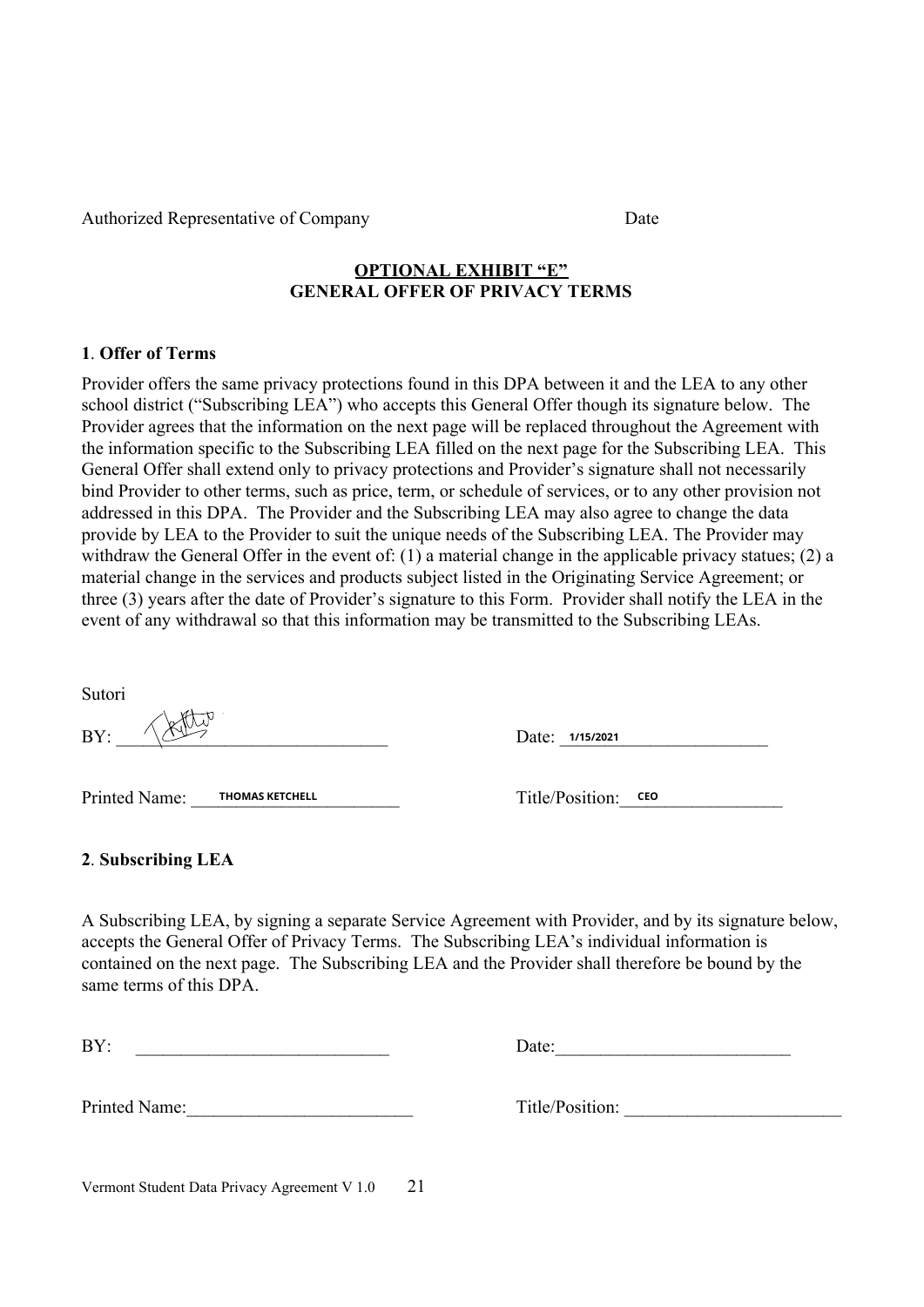Authorized Representative of Company Date

**OPTIONAL EXHIBIT "E"**
**GENERAL OFFER OF PRIVACY TERMS**

**1**. **Offer of Terms**

Provider offers the same privacy protections found in this DPA between it and the LEA to any other school district ("Subscribing LEA") who accepts this General Offer though its signature below. The Provider agrees that the information on the next page will be replaced throughout the Agreement with the information specific to the Subscribing LEA filled on the next page for the Subscribing LEA. This General Offer shall extend only to privacy protections and Provider's signature shall not necessarily bind Provider to other terms, such as price, term, or schedule of services, or to any other provision not addressed in this DPA. The Provider and the Subscribing LEA may also agree to change the data provide by LEA to the Provider to suit the unique needs of the Subscribing LEA. The Provider may withdraw the General Offer in the event of: (1) a material change in the applicable privacy statues; (2) a material change in the services and products subject listed in the Originating Service Agreement; or three (3) years after the date of Provider's signature to this Form. Provider shall notify the LEA in the event of any withdrawal so that this information may be transmitted to the Subscribing LEAs.

Sutori

BY: [signature] Date: 1/15/2021

Printed Name: THOMAS KETCHELL Title/Position: CEO

**2**. **Subscribing LEA**

A Subscribing LEA, by signing a separate Service Agreement with Provider, and by its signature below, accepts the General Offer of Privacy Terms. The Subscribing LEA's individual information is contained on the next page. The Subscribing LEA and the Provider shall therefore be bound by the same terms of this DPA.

BY: ____________________________ Date:__________________________

Printed Name:_________________________ Title/Position: ________________________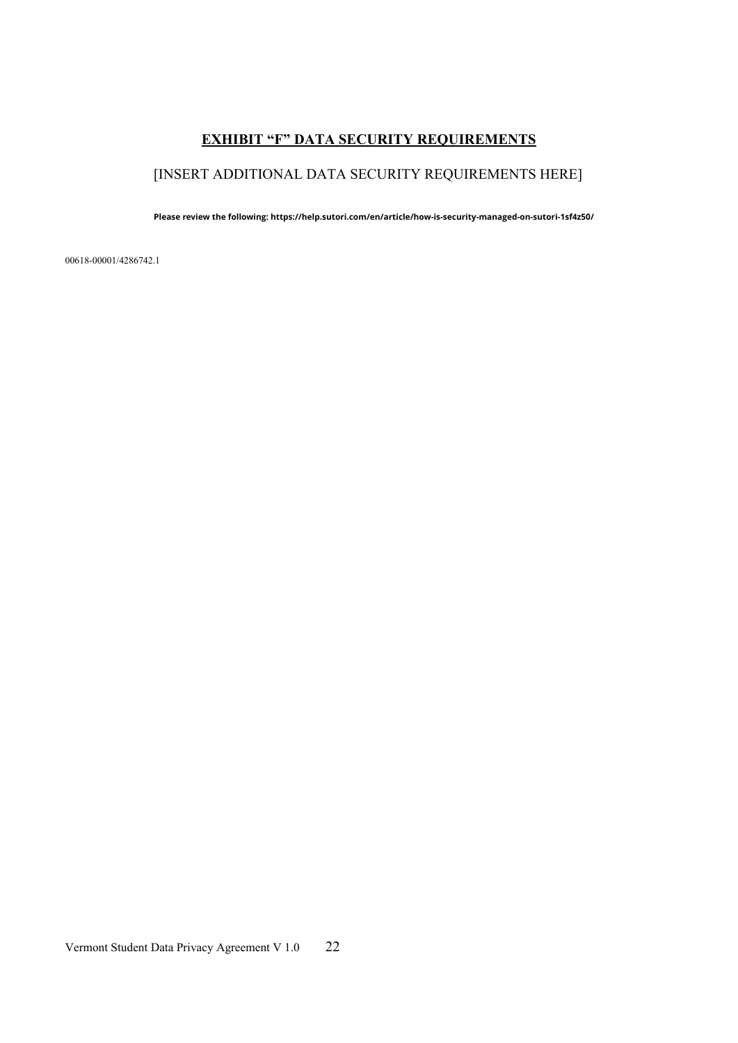## EXHIBIT "F" DATA SECURITY REQUIREMENTS

[INSERT ADDITIONAL DATA SECURITY REQUIREMENTS HERE]

**Please review the following: https://help.sutori.com/en/article/how-is-security-managed-on-sutori-1sf4z50/**

00618-00001/4286742.1